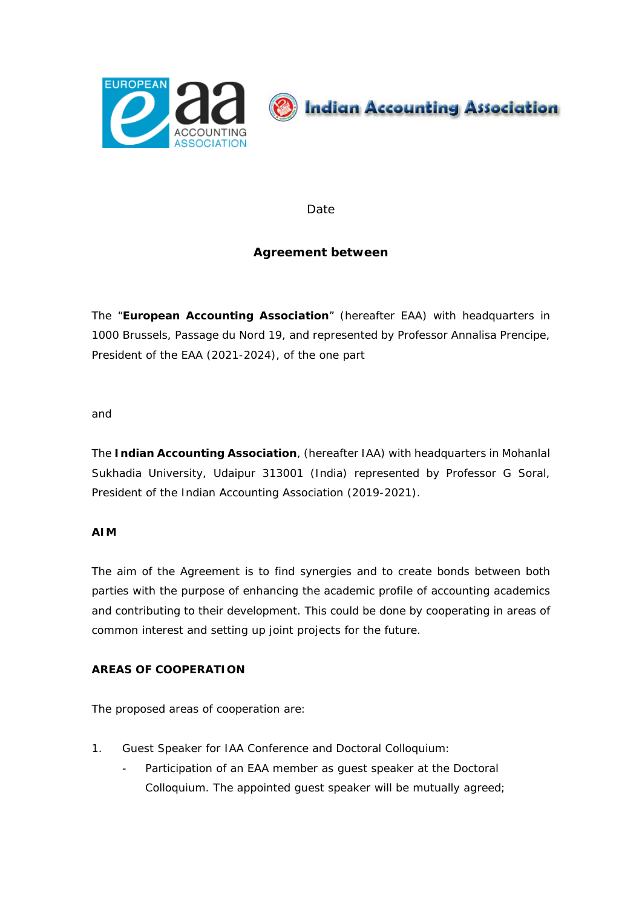Date

**Agreement between**

The "**European Accounting Association**" (hereafter EAA) with headquarters in 1000 Brussels, Passage du Nord 19, and represented by Professor Annalisa Prencipe, President of the EAA (2021-2024), of the one part

and

The **Indian Accounting Association**, (hereafter IAA) with headquarters in Mohanlal Sukhadia University, Udaipur 313001 (India) represented by Professor G Soral, President of the Indian Accounting Association (2019-2021).

**AIM**

The aim of the Agreement is to find synergies and to create bonds between both parties with the purpose of enhancing the academic profile of accounting academics and contributing to their development. This could be done by cooperating in areas of common interest and setting up joint projects for the future.

**AREAS OF COOPERATION**

The proposed areas of cooperation are:

1. Guest Speaker for IAA Conference and Doctoral Colloquium:
   - Participation of an EAA member as guest speaker at the Doctoral Colloquium. The appointed guest speaker will be mutually agreed;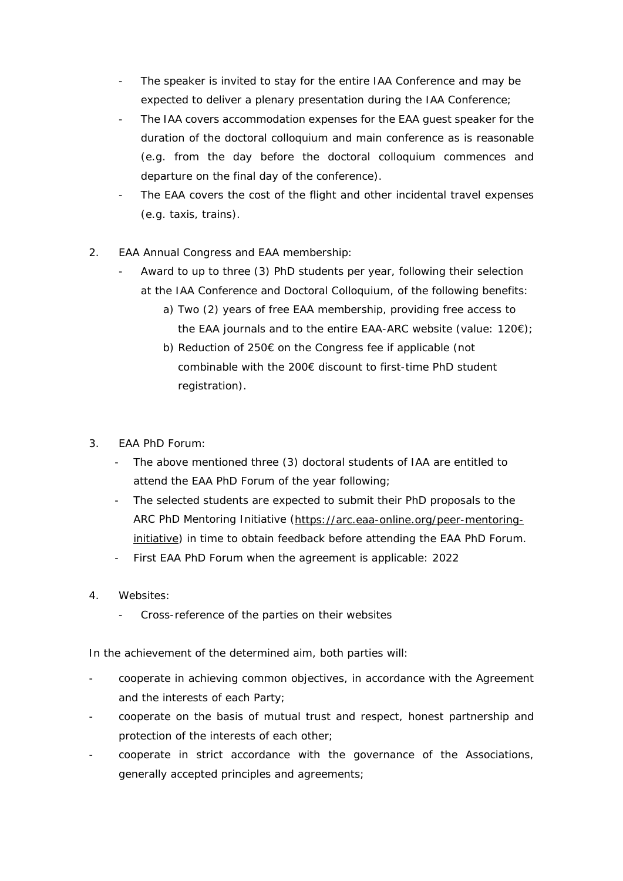- The speaker is invited to stay for the entire IAA Conference and may be expected to deliver a plenary presentation during the IAA Conference;
- The IAA covers accommodation expenses for the EAA guest speaker for the duration of the doctoral colloquium and main conference as is reasonable (e.g. from the day before the doctoral colloquium commences and departure on the final day of the conference).
- The EAA covers the cost of the flight and other incidental travel expenses (e.g. taxis, trains).

2. EAA Annual Congress and EAA membership:
   - Award to up to three (3) PhD students per year, following their selection at the IAA Conference and Doctoral Colloquium, of the following benefits:
     a) Two (2) years of free EAA membership, providing free access to the EAA journals and to the entire EAA-ARC website (value: 120€);
     b) Reduction of 250€ on the Congress fee if applicable (not combinable with the 200€ discount to first-time PhD student registration).

3. EAA PhD Forum:
   - The above mentioned three (3) doctoral students of IAA are entitled to attend the EAA PhD Forum of the year following;
   - The selected students are expected to submit their PhD proposals to the ARC PhD Mentoring Initiative (https://arc.eaa-online.org/peer-mentoring-initiative) in time to obtain feedback before attending the EAA PhD Forum.
   - First EAA PhD Forum when the agreement is applicable: 2022

4. Websites:
   - Cross-reference of the parties on their websites

In the achievement of the determined aim, both parties will:

- cooperate in achieving common objectives, in accordance with the Agreement and the interests of each Party;
- cooperate on the basis of mutual trust and respect, honest partnership and protection of the interests of each other;
- cooperate in strict accordance with the governance of the Associations, generally accepted principles and agreements;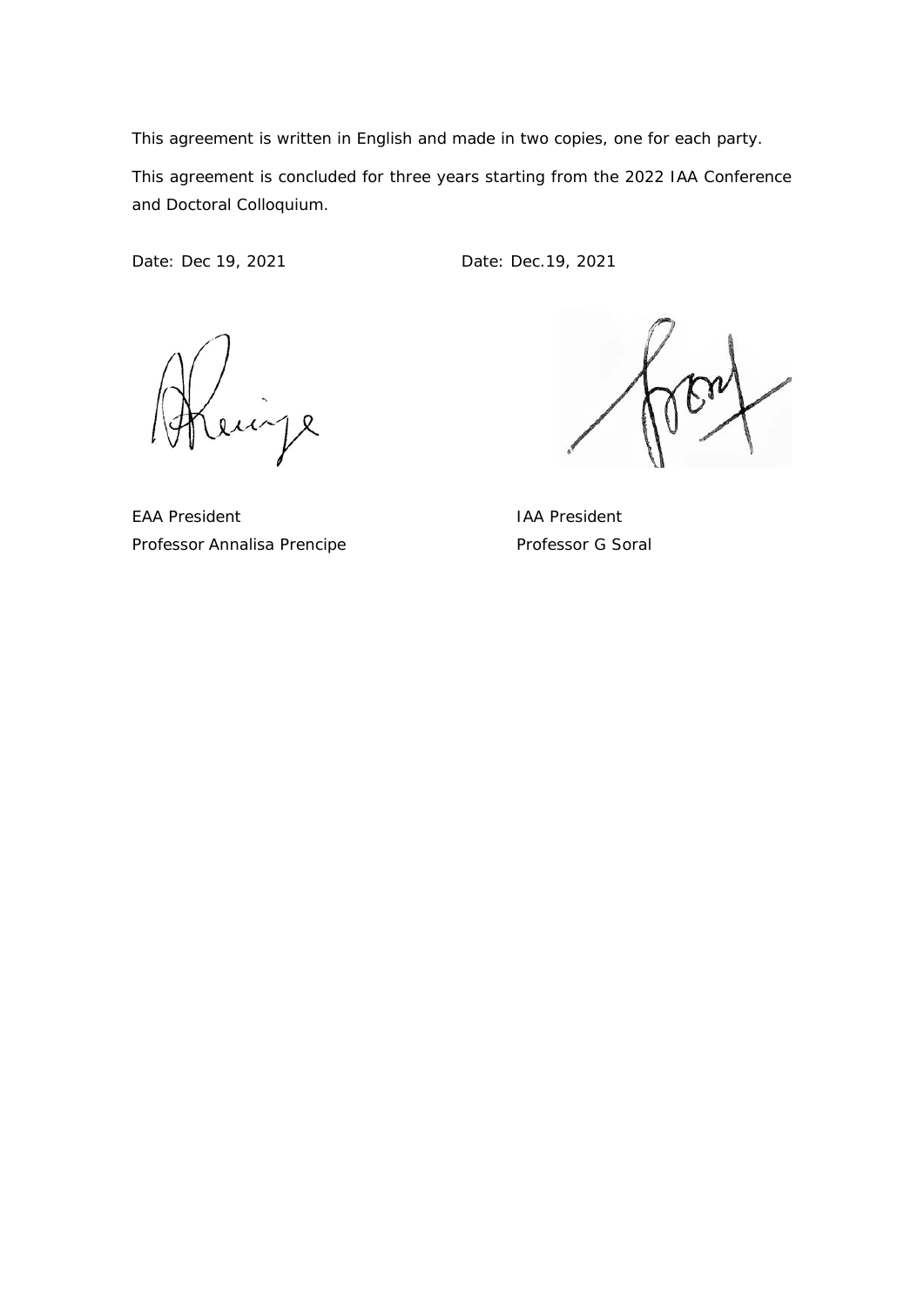This agreement is written in English and made in two copies, one for each party.

This agreement is concluded for three years starting from the 2022 IAA Conference and Doctoral Colloquium.

Date: Dec 19, 2021

EAA President
Professor Annalisa Prencipe

Date: Dec.19, 2021

IAA President
Professor G Soral